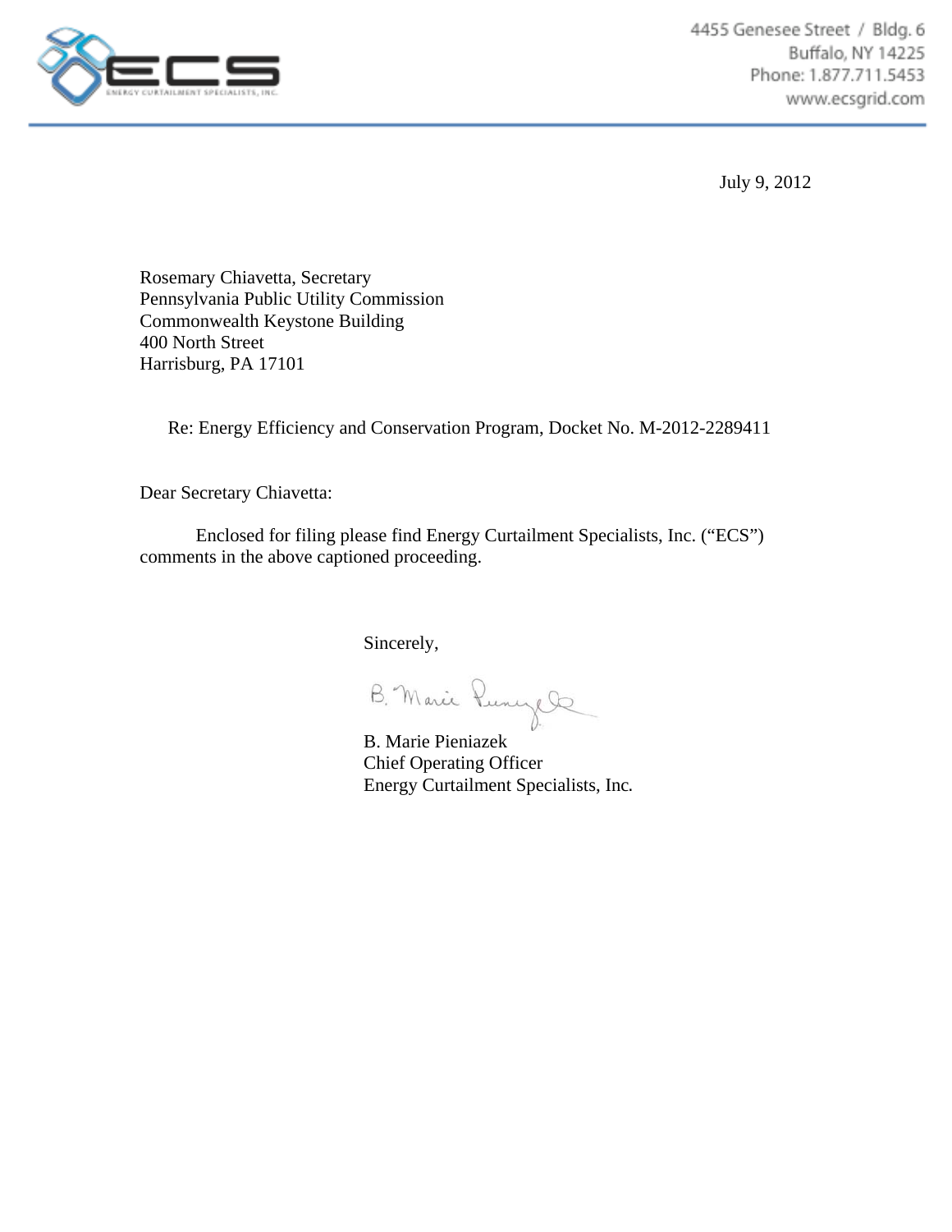4455 Genesee Street / Bldg. 6
Buffalo, NY 14225
Phone: 1.877.711.5453
www.ecsgrid.com

July 9, 2012

Rosemary Chiavetta, Secretary
Pennsylvania Public Utility Commission
Commonwealth Keystone Building
400 North Street
Harrisburg, PA 17101

Re: Energy Efficiency and Conservation Program, Docket No. M-2012-2289411

Dear Secretary Chiavetta:

Enclosed for filing please find Energy Curtailment Specialists, Inc. ("ECS") comments in the above captioned proceeding.

Sincerely,

B. Marie Pieniazek
Chief Operating Officer
Energy Curtailment Specialists, Inc.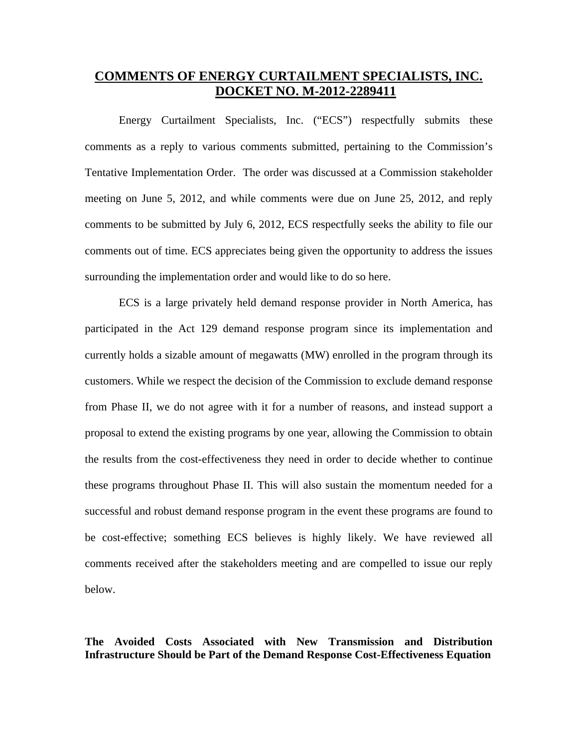# COMMENTS OF ENERGY CURTAILMENT SPECIALISTS, INC.
# DOCKET NO. M-2012-2289411

Energy Curtailment Specialists, Inc. ("ECS") respectfully submits these comments as a reply to various comments submitted, pertaining to the Commission's Tentative Implementation Order. The order was discussed at a Commission stakeholder meeting on June 5, 2012, and while comments were due on June 25, 2012, and reply comments to be submitted by July 6, 2012, ECS respectfully seeks the ability to file our comments out of time. ECS appreciates being given the opportunity to address the issues surrounding the implementation order and would like to do so here.

ECS is a large privately held demand response provider in North America, has participated in the Act 129 demand response program since its implementation and currently holds a sizable amount of megawatts (MW) enrolled in the program through its customers. While we respect the decision of the Commission to exclude demand response from Phase II, we do not agree with it for a number of reasons, and instead support a proposal to extend the existing programs by one year, allowing the Commission to obtain the results from the cost-effectiveness they need in order to decide whether to continue these programs throughout Phase II. This will also sustain the momentum needed for a successful and robust demand response program in the event these programs are found to be cost-effective; something ECS believes is highly likely. We have reviewed all comments received after the stakeholders meeting and are compelled to issue our reply below.

**The Avoided Costs Associated with New Transmission and Distribution Infrastructure Should be Part of the Demand Response Cost-Effectiveness Equation**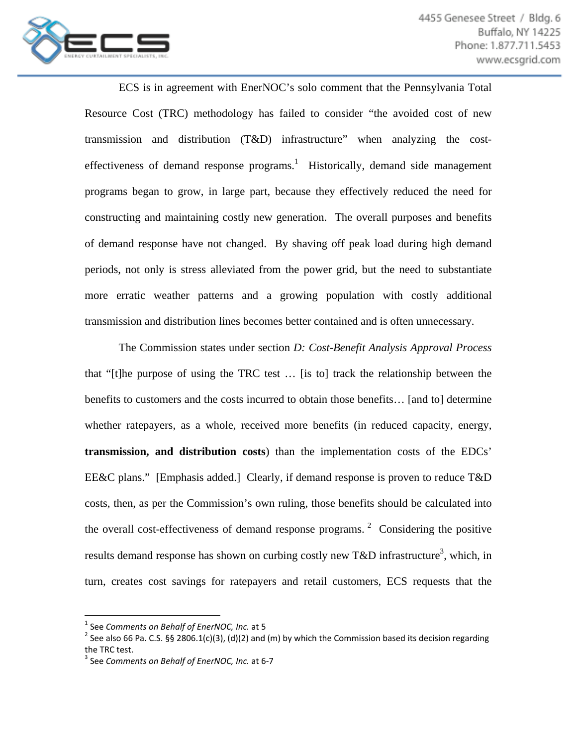ECS is in agreement with EnerNOC's solo comment that the Pennsylvania Total Resource Cost (TRC) methodology has failed to consider "the avoided cost of new transmission and distribution (T&D) infrastructure" when analyzing the cost-effectiveness of demand response programs.[1] Historically, demand side management programs began to grow, in large part, because they effectively reduced the need for constructing and maintaining costly new generation. The overall purposes and benefits of demand response have not changed. By shaving off peak load during high demand periods, not only is stress alleviated from the power grid, but the need to substantiate more erratic weather patterns and a growing population with costly additional transmission and distribution lines becomes better contained and is often unnecessary.

The Commission states under section *D: Cost-Benefit Analysis Approval Process* that "[t]he purpose of using the TRC test … [is to] track the relationship between the benefits to customers and the costs incurred to obtain those benefits… [and to] determine whether ratepayers, as a whole, received more benefits (in reduced capacity, energy, **transmission, and distribution costs**) than the implementation costs of the EDCs' EE&C plans." [Emphasis added.] Clearly, if demand response is proven to reduce T&D costs, then, as per the Commission's own ruling, those benefits should be calculated into the overall cost-effectiveness of demand response programs.[2] Considering the positive results demand response has shown on curbing costly new T&D infrastructure[3], which, in turn, creates cost savings for ratepayers and retail customers, ECS requests that the

---

[1] See *Comments on Behalf of EnerNOC, Inc.* at 5

[2] See also 66 Pa. C.S. §§ 2806.1(c)(3), (d)(2) and (m) by which the Commission based its decision regarding the TRC test.

[3] See *Comments on Behalf of EnerNOC, Inc.* at 6-7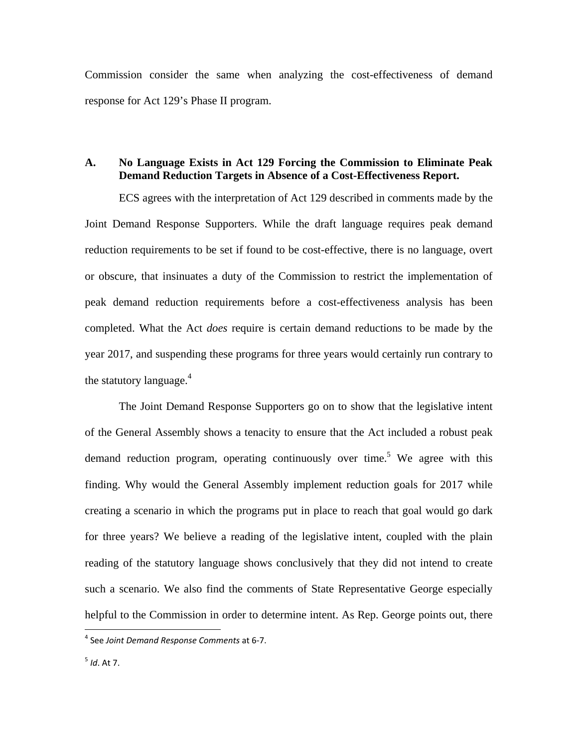Commission consider the same when analyzing the cost-effectiveness of demand response for Act 129's Phase II program.

### A. No Language Exists in Act 129 Forcing the Commission to Eliminate Peak Demand Reduction Targets in Absence of a Cost-Effectiveness Report.

ECS agrees with the interpretation of Act 129 described in comments made by the Joint Demand Response Supporters. While the draft language requires peak demand reduction requirements to be set if found to be cost-effective, there is no language, overt or obscure, that insinuates a duty of the Commission to restrict the implementation of peak demand reduction requirements before a cost-effectiveness analysis has been completed. What the Act *does* require is certain demand reductions to be made by the year 2017, and suspending these programs for three years would certainly run contrary to the statutory language.[4]

The Joint Demand Response Supporters go on to show that the legislative intent of the General Assembly shows a tenacity to ensure that the Act included a robust peak demand reduction program, operating continuously over time.[5] We agree with this finding. Why would the General Assembly implement reduction goals for 2017 while creating a scenario in which the programs put in place to reach that goal would go dark for three years? We believe a reading of the legislative intent, coupled with the plain reading of the statutory language shows conclusively that they did not intend to create such a scenario. We also find the comments of State Representative George especially helpful to the Commission in order to determine intent. As Rep. George points out, there

---

[4] See *Joint Demand Response Comments* at 6-7.

[5] *Id*. At 7.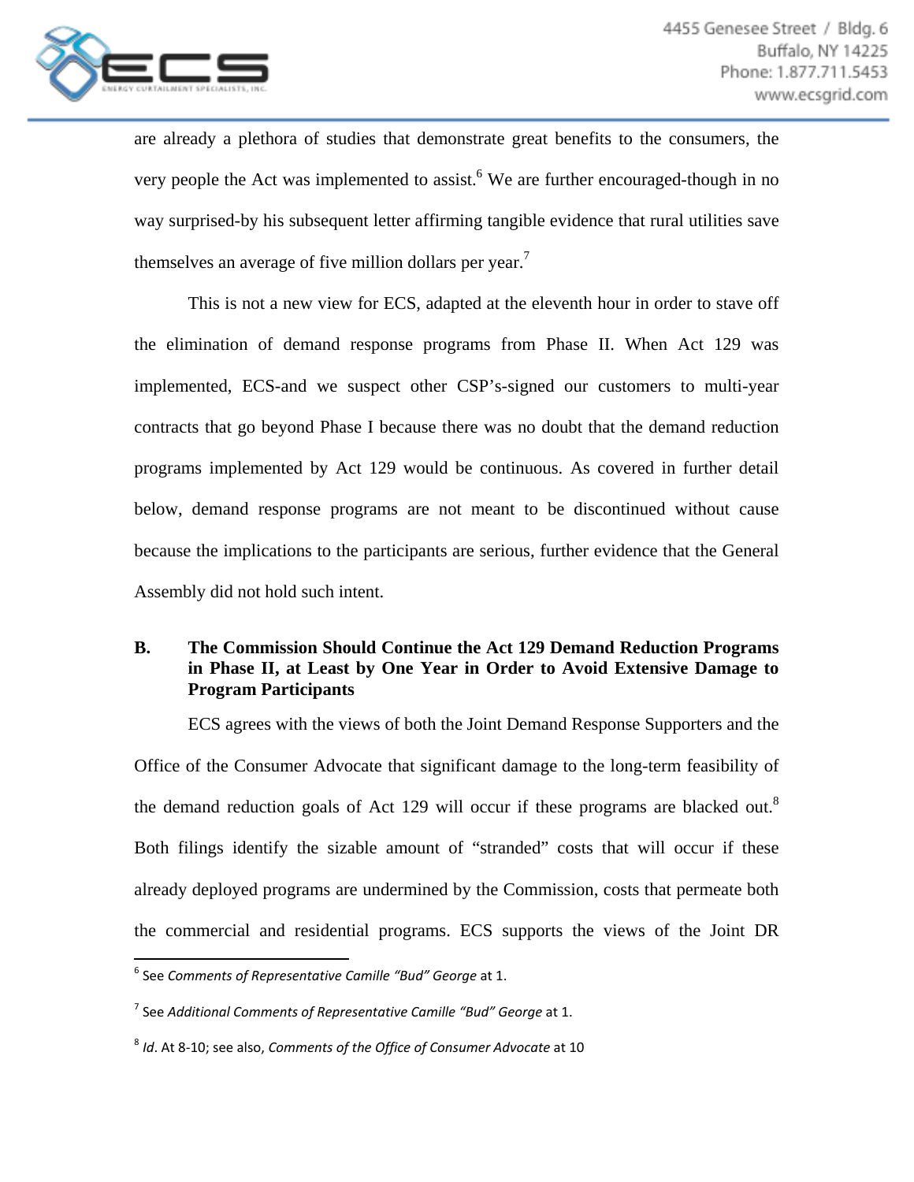are already a plethora of studies that demonstrate great benefits to the consumers, the very people the Act was implemented to assist.[6] We are further encouraged-though in no way surprised-by his subsequent letter affirming tangible evidence that rural utilities save themselves an average of five million dollars per year.[7]

This is not a new view for ECS, adapted at the eleventh hour in order to stave off the elimination of demand response programs from Phase II. When Act 129 was implemented, ECS-and we suspect other CSP's-signed our customers to multi-year contracts that go beyond Phase I because there was no doubt that the demand reduction programs implemented by Act 129 would be continuous. As covered in further detail below, demand response programs are not meant to be discontinued without cause because the implications to the participants are serious, further evidence that the General Assembly did not hold such intent.

### B. The Commission Should Continue the Act 129 Demand Reduction Programs in Phase II, at Least by One Year in Order to Avoid Extensive Damage to Program Participants

ECS agrees with the views of both the Joint Demand Response Supporters and the Office of the Consumer Advocate that significant damage to the long-term feasibility of the demand reduction goals of Act 129 will occur if these programs are blacked out.[8] Both filings identify the sizable amount of "stranded" costs that will occur if these already deployed programs are undermined by the Commission, costs that permeate both the commercial and residential programs. ECS supports the views of the Joint DR

---

[6] See *Comments of Representative Camille "Bud" George* at 1.

[7] See *Additional Comments of Representative Camille "Bud" George* at 1.

[8] *Id*. At 8-10; see also, *Comments of the Office of Consumer Advocate* at 10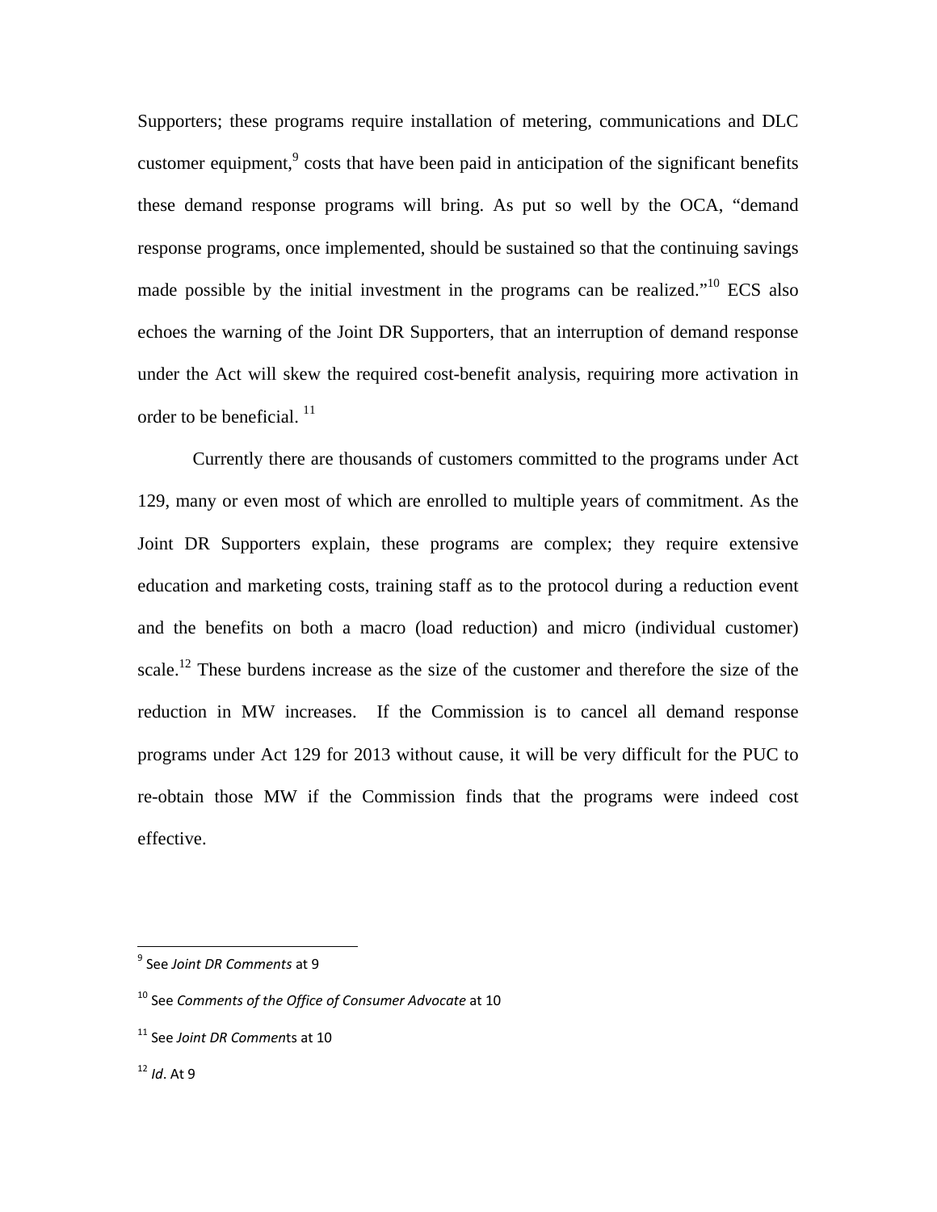Supporters; these programs require installation of metering, communications and DLC customer equipment,[9] costs that have been paid in anticipation of the significant benefits these demand response programs will bring. As put so well by the OCA, "demand response programs, once implemented, should be sustained so that the continuing savings made possible by the initial investment in the programs can be realized."[10] ECS also echoes the warning of the Joint DR Supporters, that an interruption of demand response under the Act will skew the required cost-benefit analysis, requiring more activation in order to be beneficial. [11]

Currently there are thousands of customers committed to the programs under Act 129, many or even most of which are enrolled to multiple years of commitment. As the Joint DR Supporters explain, these programs are complex; they require extensive education and marketing costs, training staff as to the protocol during a reduction event and the benefits on both a macro (load reduction) and micro (individual customer) scale.[12] These burdens increase as the size of the customer and therefore the size of the reduction in MW increases. If the Commission is to cancel all demand response programs under Act 129 for 2013 without cause, it will be very difficult for the PUC to re-obtain those MW if the Commission finds that the programs were indeed cost effective.

---

[9] See *Joint DR Comments* at 9

[10] See *Comments of the Office of Consumer Advocate* at 10

[11] See *Joint DR Commen*ts at 10

[12] *Id*. At 9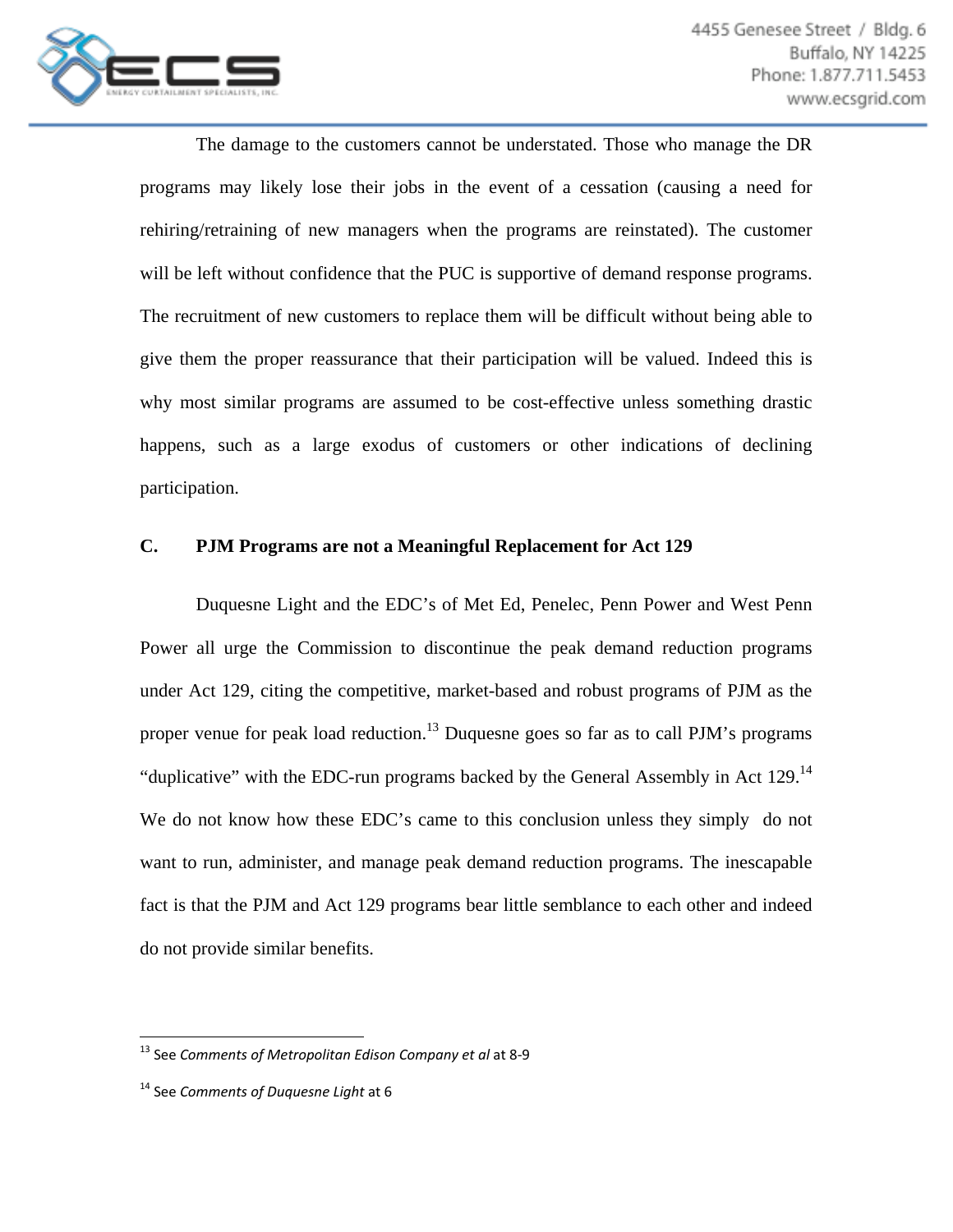The damage to the customers cannot be understated. Those who manage the DR programs may likely lose their jobs in the event of a cessation (causing a need for rehiring/retraining of new managers when the programs are reinstated). The customer will be left without confidence that the PUC is supportive of demand response programs. The recruitment of new customers to replace them will be difficult without being able to give them the proper reassurance that their participation will be valued. Indeed this is why most similar programs are assumed to be cost-effective unless something drastic happens, such as a large exodus of customers or other indications of declining participation.

### C. PJM Programs are not a Meaningful Replacement for Act 129

Duquesne Light and the EDC's of Met Ed, Penelec, Penn Power and West Penn Power all urge the Commission to discontinue the peak demand reduction programs under Act 129, citing the competitive, market-based and robust programs of PJM as the proper venue for peak load reduction.[13] Duquesne goes so far as to call PJM's programs "duplicative" with the EDC-run programs backed by the General Assembly in Act 129.[14] We do not know how these EDC's came to this conclusion unless they simply do not want to run, administer, and manage peak demand reduction programs. The inescapable fact is that the PJM and Act 129 programs bear little semblance to each other and indeed do not provide similar benefits.

---

[13] See *Comments of Metropolitan Edison Company et al* at 8-9

[14] See *Comments of Duquesne Light* at 6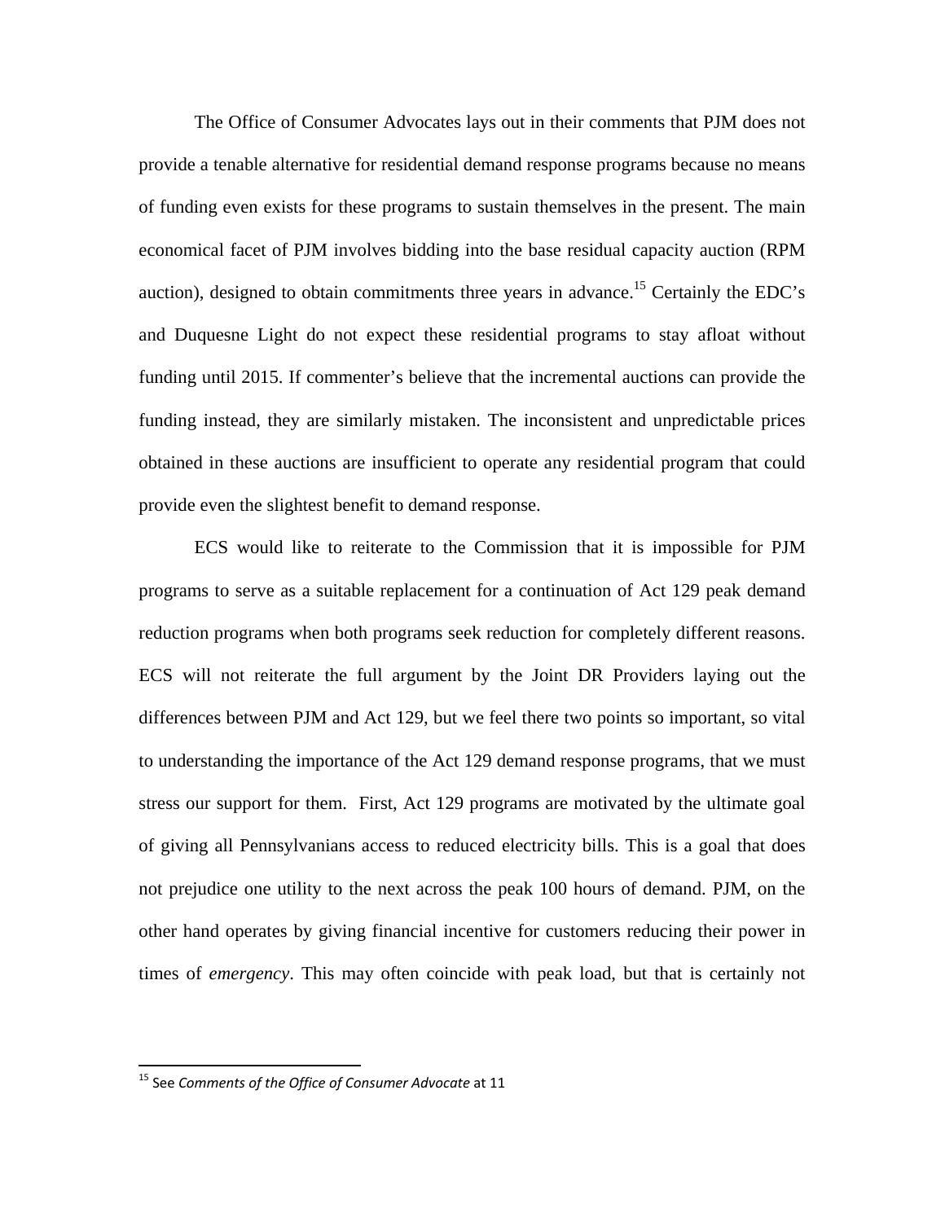The Office of Consumer Advocates lays out in their comments that PJM does not provide a tenable alternative for residential demand response programs because no means of funding even exists for these programs to sustain themselves in the present. The main economical facet of PJM involves bidding into the base residual capacity auction (RPM auction), designed to obtain commitments three years in advance.[15] Certainly the EDC's and Duquesne Light do not expect these residential programs to stay afloat without funding until 2015. If commenter's believe that the incremental auctions can provide the funding instead, they are similarly mistaken. The inconsistent and unpredictable prices obtained in these auctions are insufficient to operate any residential program that could provide even the slightest benefit to demand response.

ECS would like to reiterate to the Commission that it is impossible for PJM programs to serve as a suitable replacement for a continuation of Act 129 peak demand reduction programs when both programs seek reduction for completely different reasons. ECS will not reiterate the full argument by the Joint DR Providers laying out the differences between PJM and Act 129, but we feel there two points so important, so vital to understanding the importance of the Act 129 demand response programs, that we must stress our support for them. First, Act 129 programs are motivated by the ultimate goal of giving all Pennsylvanians access to reduced electricity bills. This is a goal that does not prejudice one utility to the next across the peak 100 hours of demand. PJM, on the other hand operates by giving financial incentive for customers reducing their power in times of *emergency*. This may often coincide with peak load, but that is certainly not

[15] See *Comments of the Office of Consumer Advocate* at 11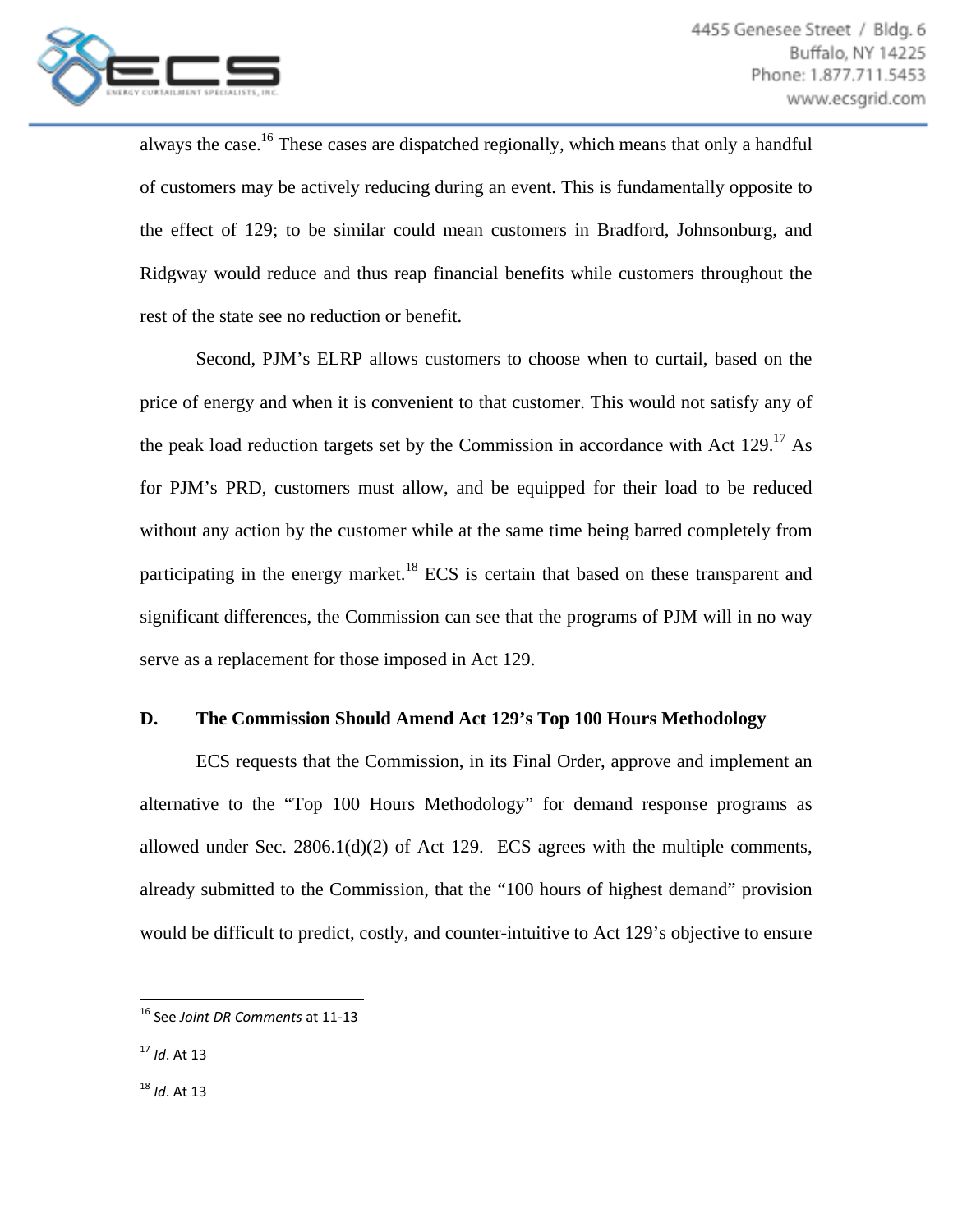always the case.[16] These cases are dispatched regionally, which means that only a handful of customers may be actively reducing during an event. This is fundamentally opposite to the effect of 129; to be similar could mean customers in Bradford, Johnsonburg, and Ridgway would reduce and thus reap financial benefits while customers throughout the rest of the state see no reduction or benefit.

Second, PJM's ELRP allows customers to choose when to curtail, based on the price of energy and when it is convenient to that customer. This would not satisfy any of the peak load reduction targets set by the Commission in accordance with Act 129.[17] As for PJM's PRD, customers must allow, and be equipped for their load to be reduced without any action by the customer while at the same time being barred completely from participating in the energy market.[18] ECS is certain that based on these transparent and significant differences, the Commission can see that the programs of PJM will in no way serve as a replacement for those imposed in Act 129.

### D. The Commission Should Amend Act 129's Top 100 Hours Methodology

ECS requests that the Commission, in its Final Order, approve and implement an alternative to the "Top 100 Hours Methodology" for demand response programs as allowed under Sec. 2806.1(d)(2) of Act 129. ECS agrees with the multiple comments, already submitted to the Commission, that the "100 hours of highest demand" provision would be difficult to predict, costly, and counter-intuitive to Act 129's objective to ensure

---

[16] See *Joint DR Comments* at 11-13

[17] *Id*. At 13

[18] *Id*. At 13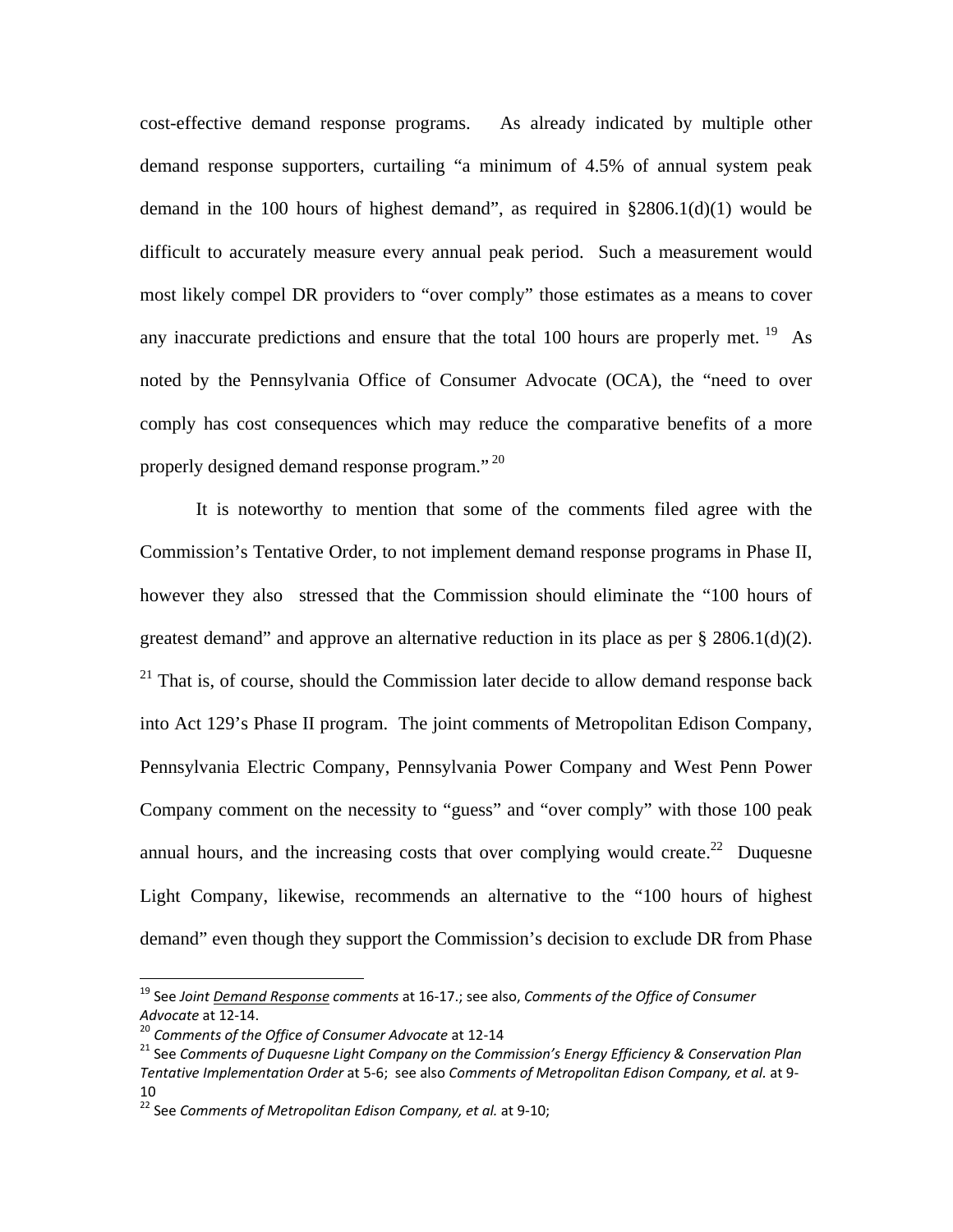cost-effective demand response programs. As already indicated by multiple other demand response supporters, curtailing "a minimum of 4.5% of annual system peak demand in the 100 hours of highest demand", as required in §2806.1(d)(1) would be difficult to accurately measure every annual peak period. Such a measurement would most likely compel DR providers to "over comply" those estimates as a means to cover any inaccurate predictions and ensure that the total 100 hours are properly met.[19] As noted by the Pennsylvania Office of Consumer Advocate (OCA), the "need to over comply has cost consequences which may reduce the comparative benefits of a more properly designed demand response program."[20]

It is noteworthy to mention that some of the comments filed agree with the Commission's Tentative Order, to not implement demand response programs in Phase II, however they also stressed that the Commission should eliminate the "100 hours of greatest demand" and approve an alternative reduction in its place as per § 2806.1(d)(2).[21] That is, of course, should the Commission later decide to allow demand response back into Act 129's Phase II program. The joint comments of Metropolitan Edison Company, Pennsylvania Electric Company, Pennsylvania Power Company and West Penn Power Company comment on the necessity to "guess" and "over comply" with those 100 peak annual hours, and the increasing costs that over complying would create.[22] Duquesne Light Company, likewise, recommends an alternative to the "100 hours of highest demand" even though they support the Commission's decision to exclude DR from Phase

---

[19] See *Joint Demand Response comments* at 16-17.; see also, *Comments of the Office of Consumer Advocate* at 12-14.

[20] *Comments of the Office of Consumer Advocate* at 12-14

[21] See *Comments of Duquesne Light Company on the Commission's Energy Efficiency & Conservation Plan Tentative Implementation Order* at 5-6; see also *Comments of Metropolitan Edison Company, et al.* at 9-10

[22] See *Comments of Metropolitan Edison Company, et al.* at 9-10;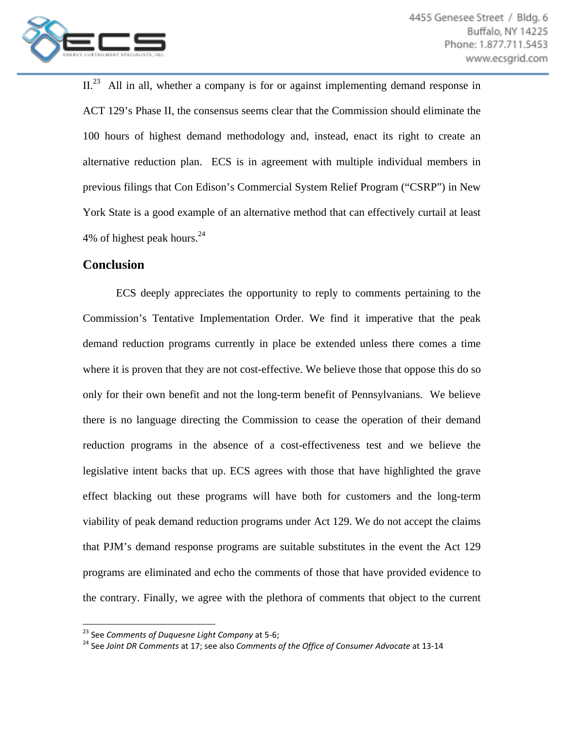II.[23] All in all, whether a company is for or against implementing demand response in ACT 129's Phase II, the consensus seems clear that the Commission should eliminate the 100 hours of highest demand methodology and, instead, enact its right to create an alternative reduction plan. ECS is in agreement with multiple individual members in previous filings that Con Edison's Commercial System Relief Program ("CSRP") in New York State is a good example of an alternative method that can effectively curtail at least 4% of highest peak hours.[24]

## Conclusion

ECS deeply appreciates the opportunity to reply to comments pertaining to the Commission's Tentative Implementation Order. We find it imperative that the peak demand reduction programs currently in place be extended unless there comes a time where it is proven that they are not cost-effective. We believe those that oppose this do so only for their own benefit and not the long-term benefit of Pennsylvanians. We believe there is no language directing the Commission to cease the operation of their demand reduction programs in the absence of a cost-effectiveness test and we believe the legislative intent backs that up. ECS agrees with those that have highlighted the grave effect blacking out these programs will have both for customers and the long-term viability of peak demand reduction programs under Act 129. We do not accept the claims that PJM's demand response programs are suitable substitutes in the event the Act 129 programs are eliminated and echo the comments of those that have provided evidence to the contrary. Finally, we agree with the plethora of comments that object to the current

---

[23] See *Comments of Duquesne Light Company* at 5-6;

[24] See *Joint DR Comments* at 17; see also *Comments of the Office of Consumer Advocate* at 13-14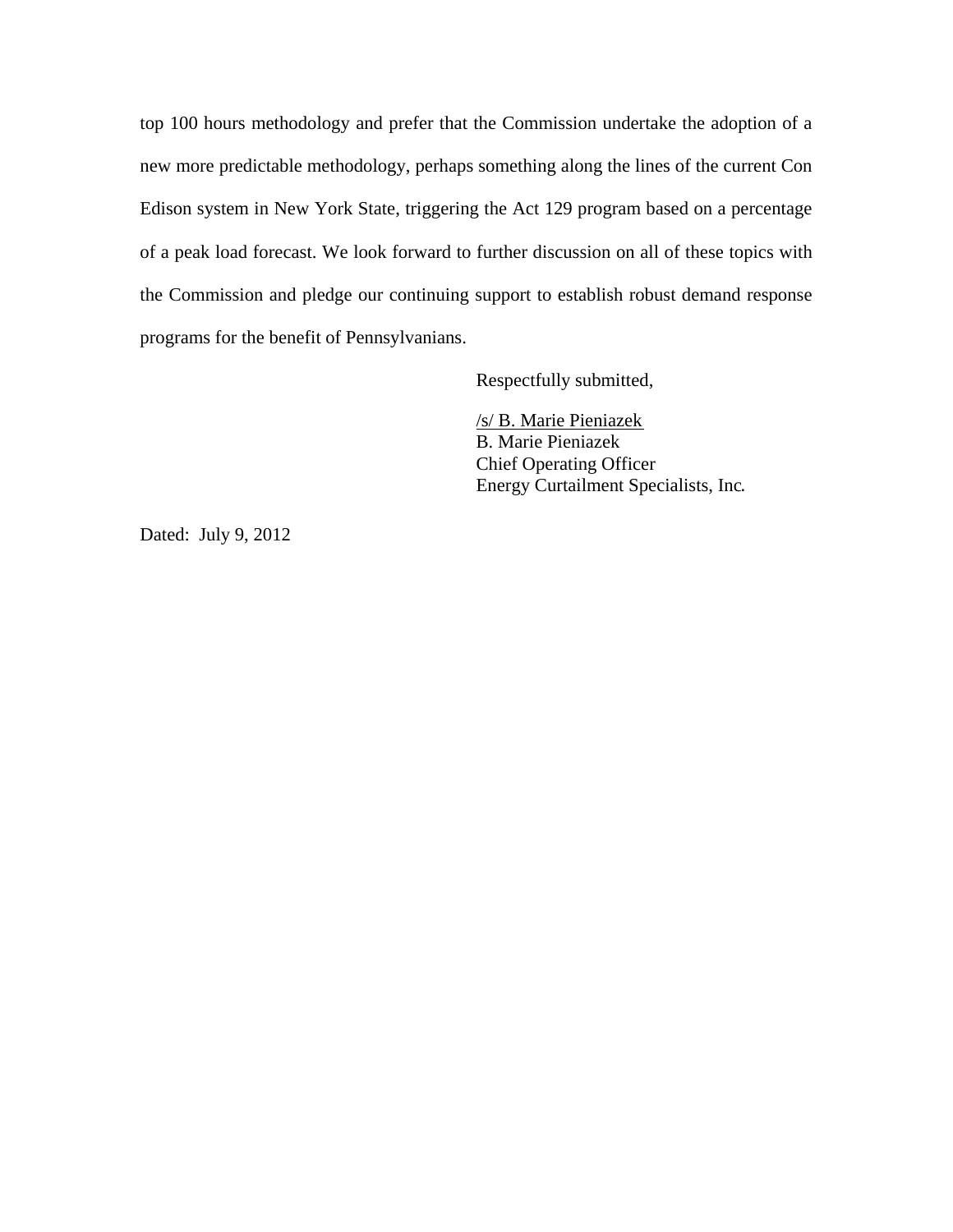top 100 hours methodology and prefer that the Commission undertake the adoption of a new more predictable methodology, perhaps something along the lines of the current Con Edison system in New York State, triggering the Act 129 program based on a percentage of a peak load forecast. We look forward to further discussion on all of these topics with the Commission and pledge our continuing support to establish robust demand response programs for the benefit of Pennsylvanians.

Respectfully submitted,

/s/ B. Marie Pieniazek
B. Marie Pieniazek
Chief Operating Officer
Energy Curtailment Specialists, Inc.

Dated: July 9, 2012